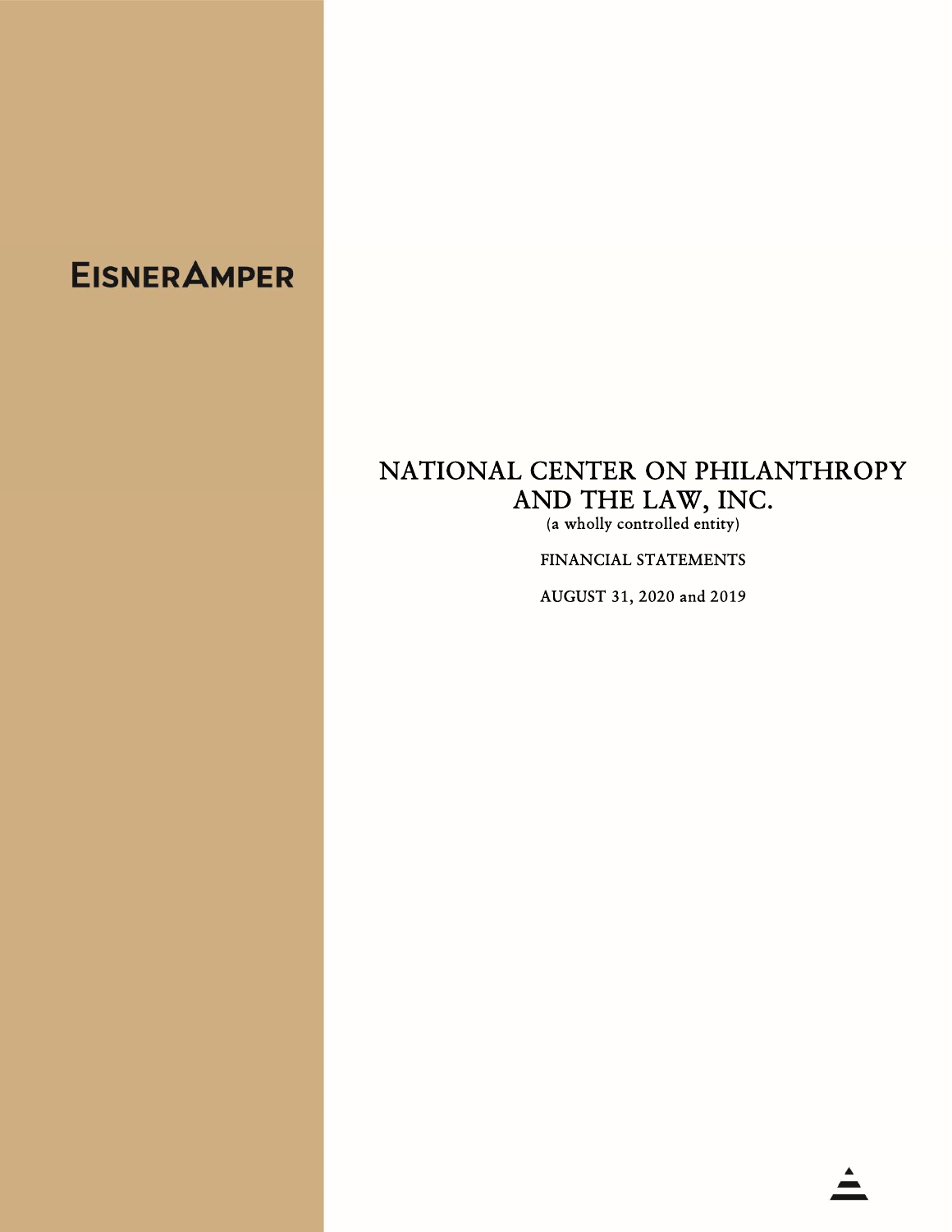EISNERAMPER

# NATIONAL CENTER ON PHILANTHROPY AND THE LAW, INC.

(a wholly controlled entity)

FINANCIAL STATEMENTS

AUGUST 31, 2020 and 2019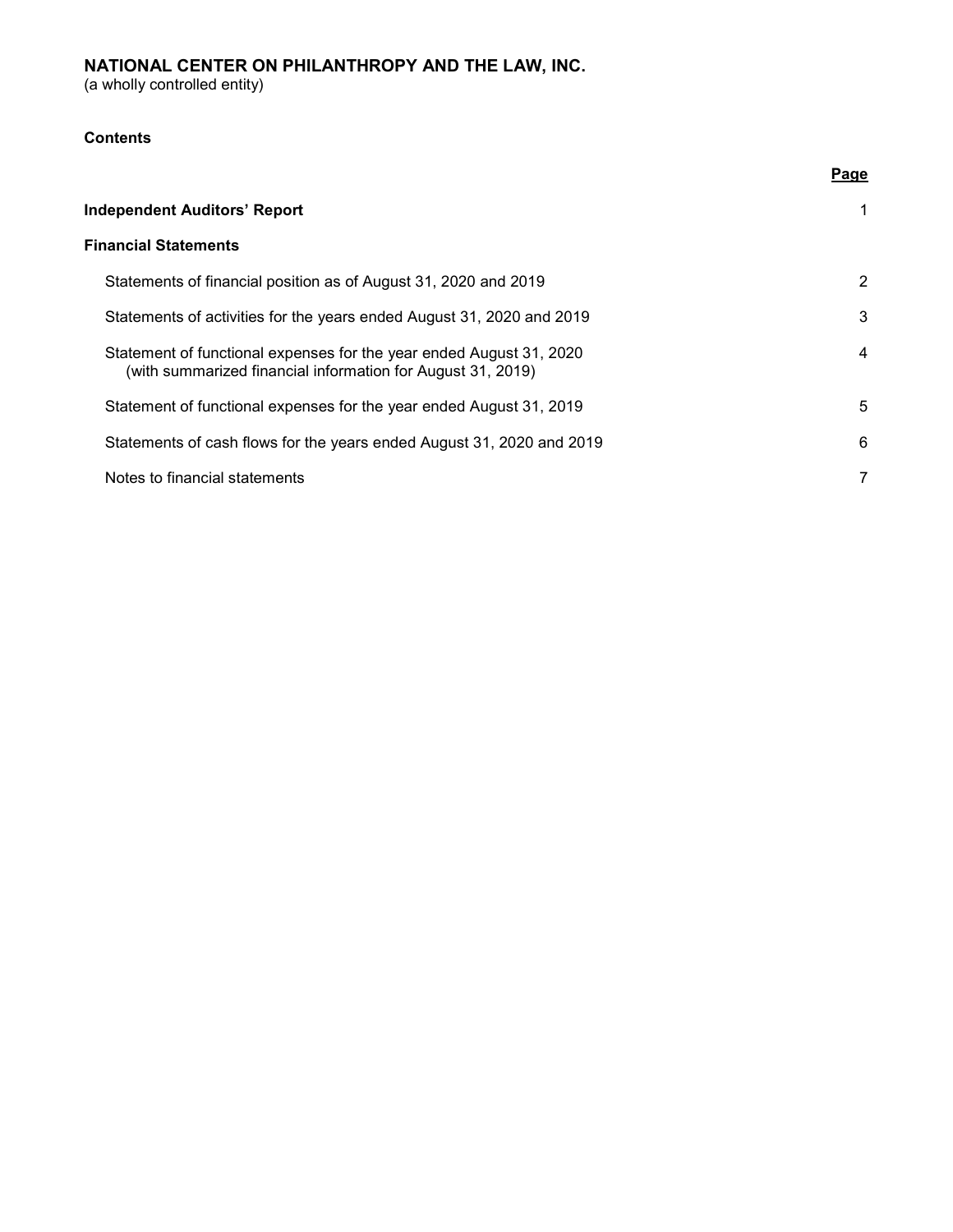# NATIONAL CENTER ON PHILANTHROPY AND THE LAW, INC.

(a wholly controlled entity)

**Contents**

| | Page |
|---|---|
| **Independent Auditors' Report** | 1 |
| **Financial Statements** | |
| Statements of financial position as of August 31, 2020 and 2019 | 2 |
| Statements of activities for the years ended August 31, 2020 and 2019 | 3 |
| Statement of functional expenses for the year ended August 31, 2020 (with summarized financial information for August 31, 2019) | 4 |
| Statement of functional expenses for the year ended August 31, 2019 | 5 |
| Statements of cash flows for the years ended August 31, 2020 and 2019 | 6 |
| Notes to financial statements | 7 |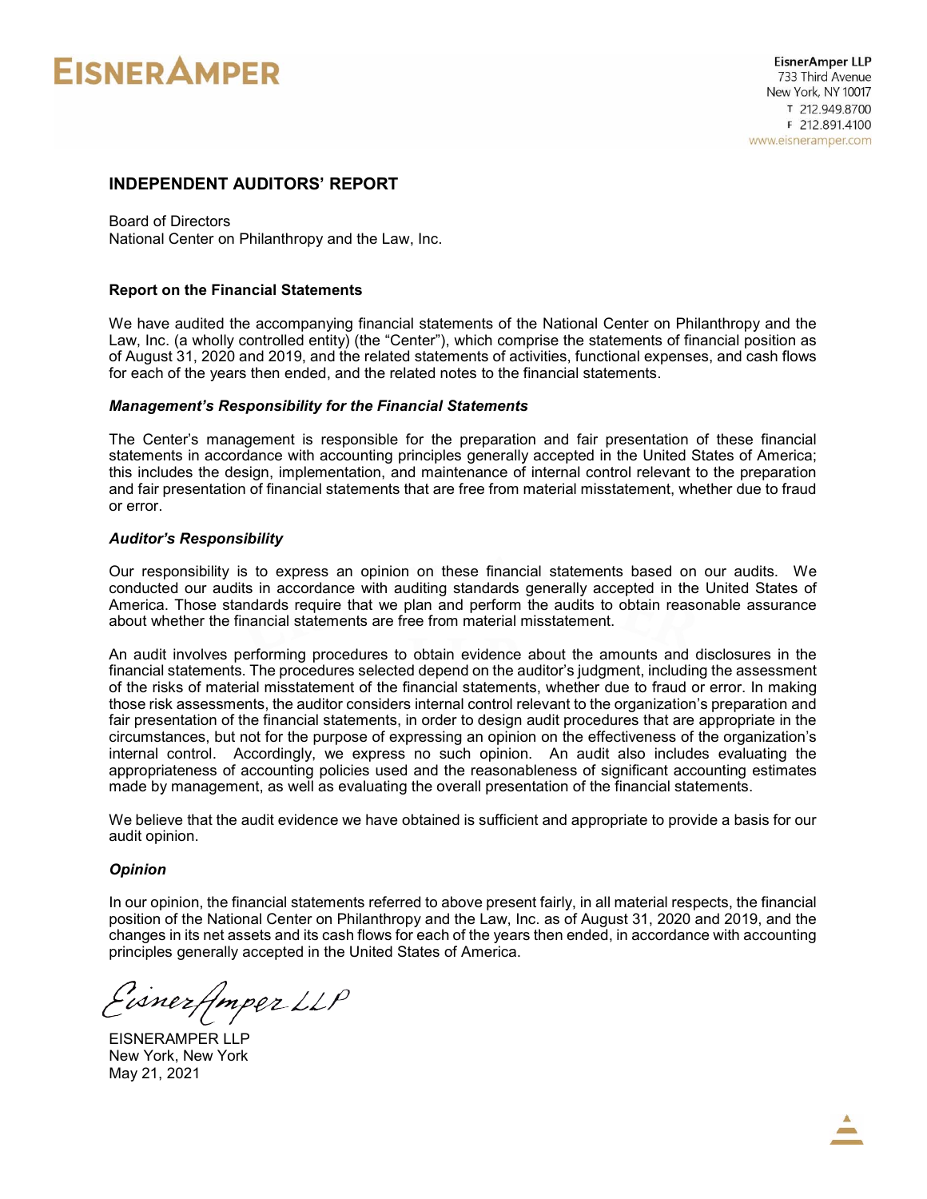EISNERAMPER

EisnerAmper LLP
733 Third Avenue
New York, NY 10017
T 212.949.8700
F 212.891.4100
www.eisneramper.com

## INDEPENDENT AUDITORS' REPORT

Board of Directors
National Center on Philanthropy and the Law, Inc.

### Report on the Financial Statements

We have audited the accompanying financial statements of the National Center on Philanthropy and the Law, Inc. (a wholly controlled entity) (the "Center"), which comprise the statements of financial position as of August 31, 2020 and 2019, and the related statements of activities, functional expenses, and cash flows for each of the years then ended, and the related notes to the financial statements.

***Management's Responsibility for the Financial Statements***

The Center's management is responsible for the preparation and fair presentation of these financial statements in accordance with accounting principles generally accepted in the United States of America; this includes the design, implementation, and maintenance of internal control relevant to the preparation and fair presentation of financial statements that are free from material misstatement, whether due to fraud or error.

***Auditor's Responsibility***

Our responsibility is to express an opinion on these financial statements based on our audits. We conducted our audits in accordance with auditing standards generally accepted in the United States of America. Those standards require that we plan and perform the audits to obtain reasonable assurance about whether the financial statements are free from material misstatement.

An audit involves performing procedures to obtain evidence about the amounts and disclosures in the financial statements. The procedures selected depend on the auditor's judgment, including the assessment of the risks of material misstatement of the financial statements, whether due to fraud or error. In making those risk assessments, the auditor considers internal control relevant to the organization's preparation and fair presentation of the financial statements, in order to design audit procedures that are appropriate in the circumstances, but not for the purpose of expressing an opinion on the effectiveness of the organization's internal control. Accordingly, we express no such opinion. An audit also includes evaluating the appropriateness of accounting policies used and the reasonableness of significant accounting estimates made by management, as well as evaluating the overall presentation of the financial statements.

We believe that the audit evidence we have obtained is sufficient and appropriate to provide a basis for our audit opinion.

***Opinion***

In our opinion, the financial statements referred to above present fairly, in all material respects, the financial position of the National Center on Philanthropy and the Law, Inc. as of August 31, 2020 and 2019, and the changes in its net assets and its cash flows for each of the years then ended, in accordance with accounting principles generally accepted in the United States of America.

*EisnerAmper LLP*

EISNERAMPER LLP
New York, New York
May 21, 2021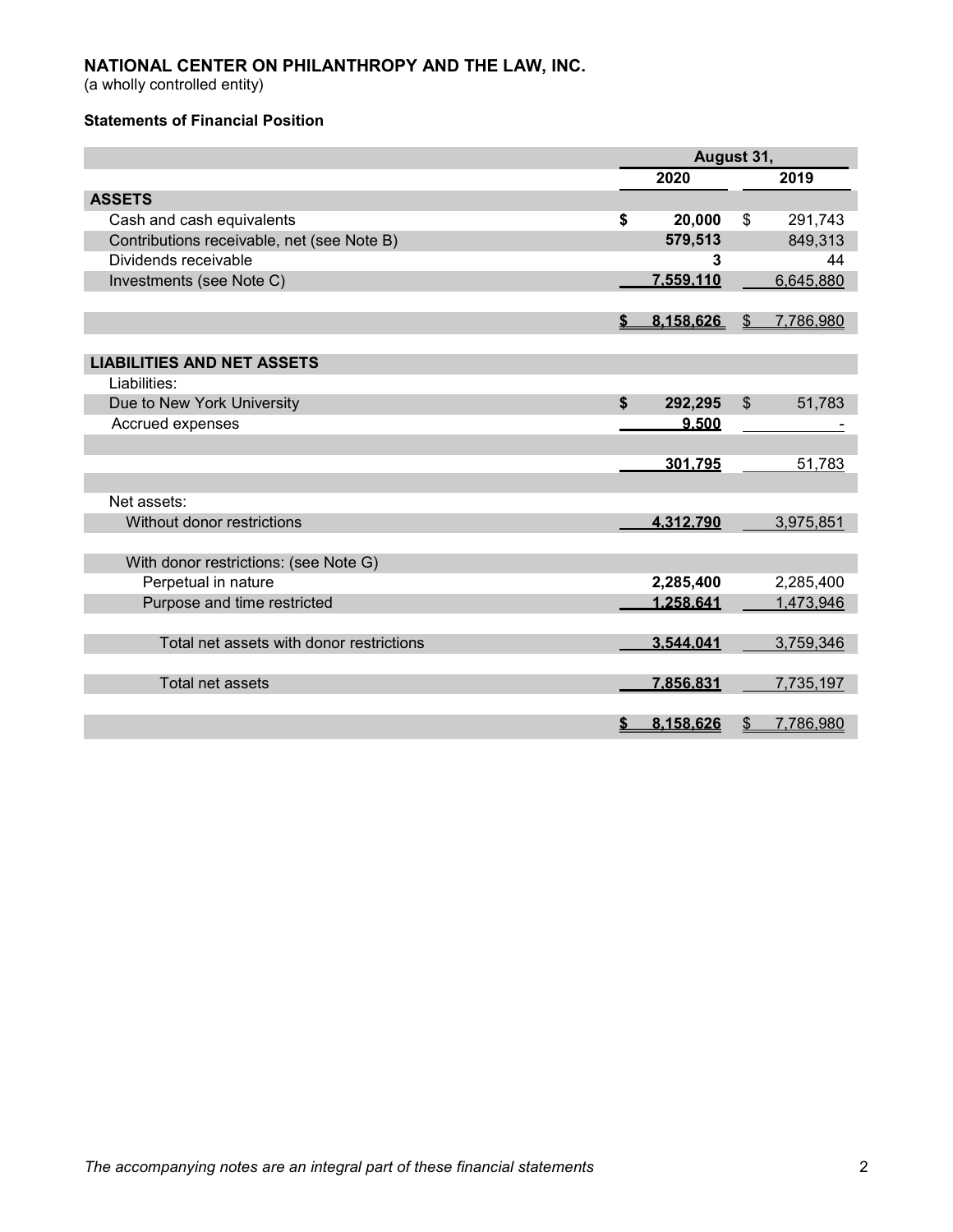**NATIONAL CENTER ON PHILANTHROPY AND THE LAW, INC.**
(a wholly controlled entity)

**Statements of Financial Position**

| | August 31, | |
|---|---|---|
| | **2020** | **2019** |
| **ASSETS** | | |
| Cash and cash equivalents | **$ 20,000** | $ 291,743 |
| Contributions receivable, net (see Note B) | **579,513** | 849,313 |
| Dividends receivable | **3** | 44 |
| Investments (see Note C) | **7,559,110** | 6,645,880 |
| | **$ 8,158,626** | $ 7,786,980 |
| **LIABILITIES AND NET ASSETS** | | |
| Liabilities: | | |
| Due to New York University | **$ 292,295** | $ 51,783 |
| Accrued expenses | **9,500** | - |
| | **301,795** | 51,783 |
| Net assets: | | |
| Without donor restrictions | **4,312,790** | 3,975,851 |
| With donor restrictions: (see Note G) | | |
| Perpetual in nature | **2,285,400** | 2,285,400 |
| Purpose and time restricted | **1,258,641** | 1,473,946 |
| Total net assets with donor restrictions | **3,544,041** | 3,759,346 |
| Total net assets | **7,856,831** | 7,735,197 |
| | **$ 8,158,626** | $ 7,786,980 |

*The accompanying notes are an integral part of these financial statements*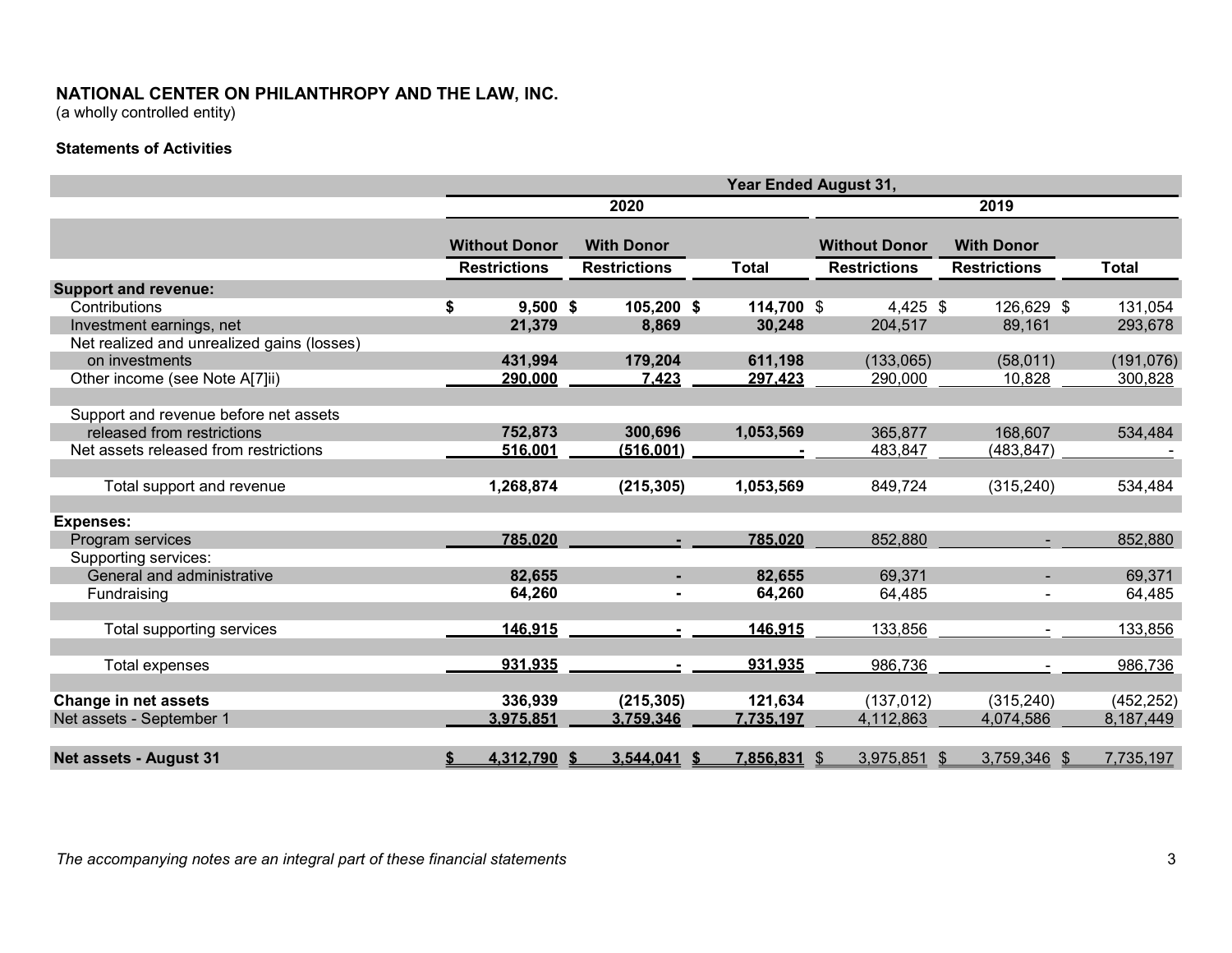**NATIONAL CENTER ON PHILANTHROPY AND THE LAW, INC.**
(a wholly controlled entity)

**Statements of Activities**

| | Year Ended August 31, | | | | | |
|---|---|---|---|---|---|---|
| | 2020 | | | 2019 | | |
| | Without Donor Restrictions | With Donor Restrictions | Total | Without Donor Restrictions | With Donor Restrictions | Total |
| **Support and revenue:** | | | | | | |
| Contributions | $ 9,500 | $ 105,200 | $ 114,700 | $ 4,425 | $ 126,629 | $ 131,054 |
| Investment earnings, net | 21,379 | 8,869 | 30,248 | 204,517 | 89,161 | 293,678 |
| Net realized and unrealized gains (losses) on investments | 431,994 | 179,204 | 611,198 | (133,065) | (58,011) | (191,076) |
| Other income (see Note A[7]ii) | 290,000 | 7,423 | 297,423 | 290,000 | 10,828 | 300,828 |
| Support and revenue before net assets released from restrictions | 752,873 | 300,696 | 1,053,569 | 365,877 | 168,607 | 534,484 |
| Net assets released from restrictions | 516,001 | (516,001) | - | 483,847 | (483,847) | - |
| Total support and revenue | 1,268,874 | (215,305) | 1,053,569 | 849,724 | (315,240) | 534,484 |
| **Expenses:** | | | | | | |
| Program services | 785,020 | - | 785,020 | 852,880 | - | 852,880 |
| Supporting services: | | | | | | |
| General and administrative | 82,655 | - | 82,655 | 69,371 | - | 69,371 |
| Fundraising | 64,260 | - | 64,260 | 64,485 | - | 64,485 |
| Total supporting services | 146,915 | - | 146,915 | 133,856 | - | 133,856 |
| Total expenses | 931,935 | - | 931,935 | 986,736 | - | 986,736 |
| **Change in net assets** | 336,939 | (215,305) | 121,634 | (137,012) | (315,240) | (452,252) |
| Net assets - September 1 | 3,975,851 | 3,759,346 | 7,735,197 | 4,112,863 | 4,074,586 | 8,187,449 |
| **Net assets - August 31** | $ 4,312,790 | $ 3,544,041 | $ 7,856,831 | $ 3,975,851 | $ 3,759,346 | $ 7,735,197 |

*The accompanying notes are an integral part of these financial statements*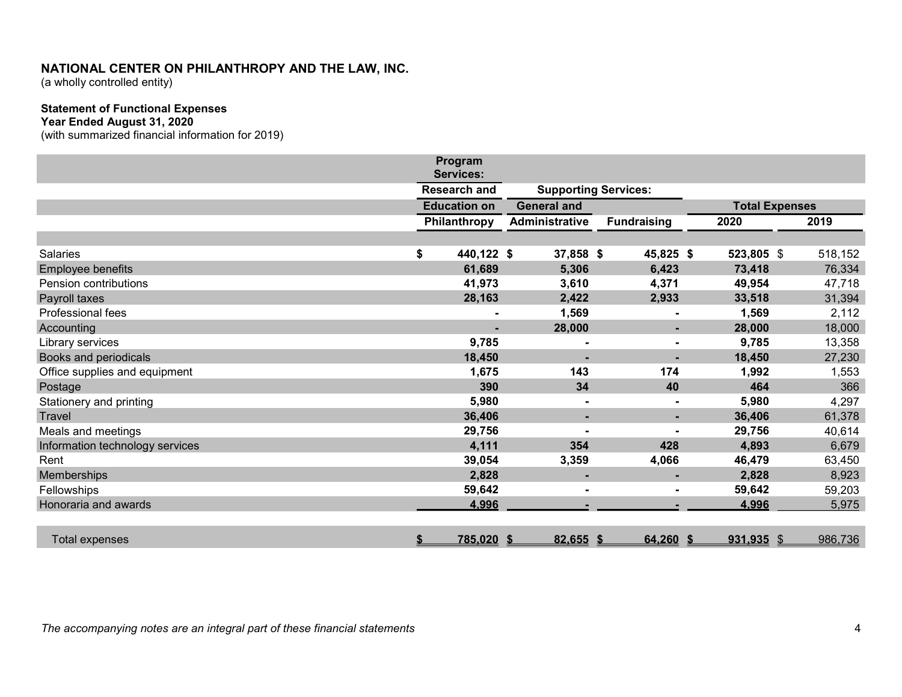**NATIONAL CENTER ON PHILANTHROPY AND THE LAW, INC.**
(a wholly controlled entity)

**Statement of Functional Expenses**
**Year Ended August 31, 2020**
(with summarized financial information for 2019)

| | Program Services: Research and Education on Philanthropy | Supporting Services: General and Administrative | Supporting Services: Fundraising | Total Expenses 2020 | Total Expenses 2019 |
|---|---|---|---|---|---|
| Salaries | $ 440,122 | $ 37,858 | $ 45,825 | $ 523,805 | $ 518,152 |
| Employee benefits | 61,689 | 5,306 | 6,423 | 73,418 | 76,334 |
| Pension contributions | 41,973 | 3,610 | 4,371 | 49,954 | 47,718 |
| Payroll taxes | 28,163 | 2,422 | 2,933 | 33,518 | 31,394 |
| Professional fees | - | 1,569 | - | 1,569 | 2,112 |
| Accounting | - | 28,000 | - | 28,000 | 18,000 |
| Library services | 9,785 | - | - | 9,785 | 13,358 |
| Books and periodicals | 18,450 | - | - | 18,450 | 27,230 |
| Office supplies and equipment | 1,675 | 143 | 174 | 1,992 | 1,553 |
| Postage | 390 | 34 | 40 | 464 | 366 |
| Stationery and printing | 5,980 | - | - | 5,980 | 4,297 |
| Travel | 36,406 | - | - | 36,406 | 61,378 |
| Meals and meetings | 29,756 | - | - | 29,756 | 40,614 |
| Information technology services | 4,111 | 354 | 428 | 4,893 | 6,679 |
| Rent | 39,054 | 3,359 | 4,066 | 46,479 | 63,450 |
| Memberships | 2,828 | - | - | 2,828 | 8,923 |
| Fellowships | 59,642 | - | - | 59,642 | 59,203 |
| Honoraria and awards | 4,996 | - | - | 4,996 | 5,975 |
| Total expenses | $ 785,020 | $ 82,655 | $ 64,260 | $ 931,935 | $ 986,736 |

*The accompanying notes are an integral part of these financial statements*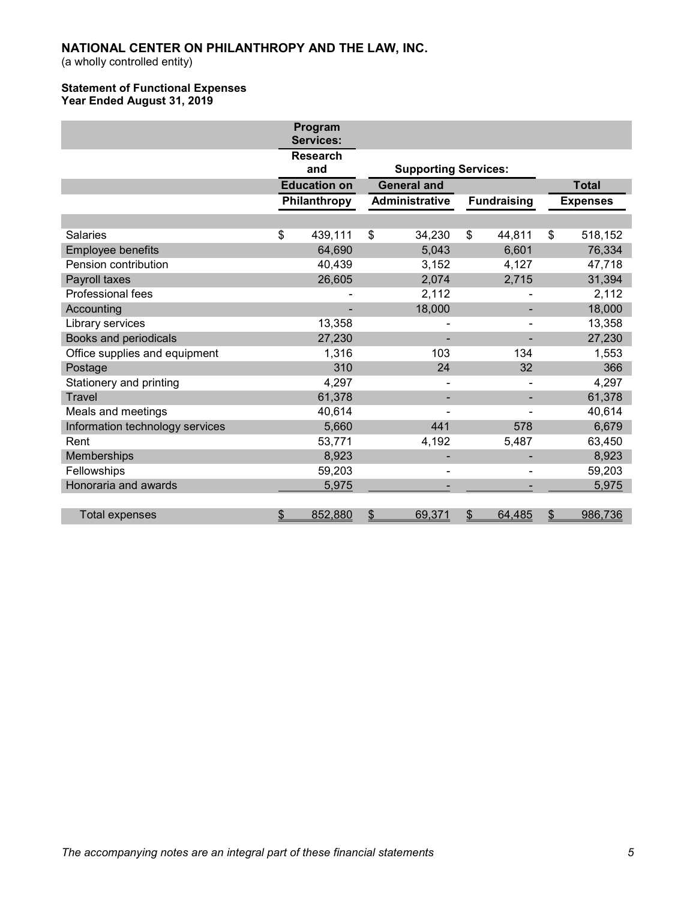**NATIONAL CENTER ON PHILANTHROPY AND THE LAW, INC.**
(a wholly controlled entity)

**Statement of Functional Expenses**
**Year Ended August 31, 2019**

| | Program Services: | Supporting Services: | | |
|---|---|---|---|---|
| | Research and Education on Philanthropy | General and Administrative | Fundraising | Total Expenses |
| Salaries | $ 439,111 | $ 34,230 | $ 44,811 | $ 518,152 |
| Employee benefits | 64,690 | 5,043 | 6,601 | 76,334 |
| Pension contribution | 40,439 | 3,152 | 4,127 | 47,718 |
| Payroll taxes | 26,605 | 2,074 | 2,715 | 31,394 |
| Professional fees | - | 2,112 | - | 2,112 |
| Accounting | - | 18,000 | - | 18,000 |
| Library services | 13,358 | - | - | 13,358 |
| Books and periodicals | 27,230 | - | - | 27,230 |
| Office supplies and equipment | 1,316 | 103 | 134 | 1,553 |
| Postage | 310 | 24 | 32 | 366 |
| Stationery and printing | 4,297 | - | - | 4,297 |
| Travel | 61,378 | - | - | 61,378 |
| Meals and meetings | 40,614 | - | - | 40,614 |
| Information technology services | 5,660 | 441 | 578 | 6,679 |
| Rent | 53,771 | 4,192 | 5,487 | 63,450 |
| Memberships | 8,923 | - | - | 8,923 |
| Fellowships | 59,203 | - | - | 59,203 |
| Honoraria and awards | 5,975 | - | - | 5,975 |
| Total expenses | $ 852,880 | $ 69,371 | $ 64,485 | $ 986,736 |

*The accompanying notes are an integral part of these financial statements*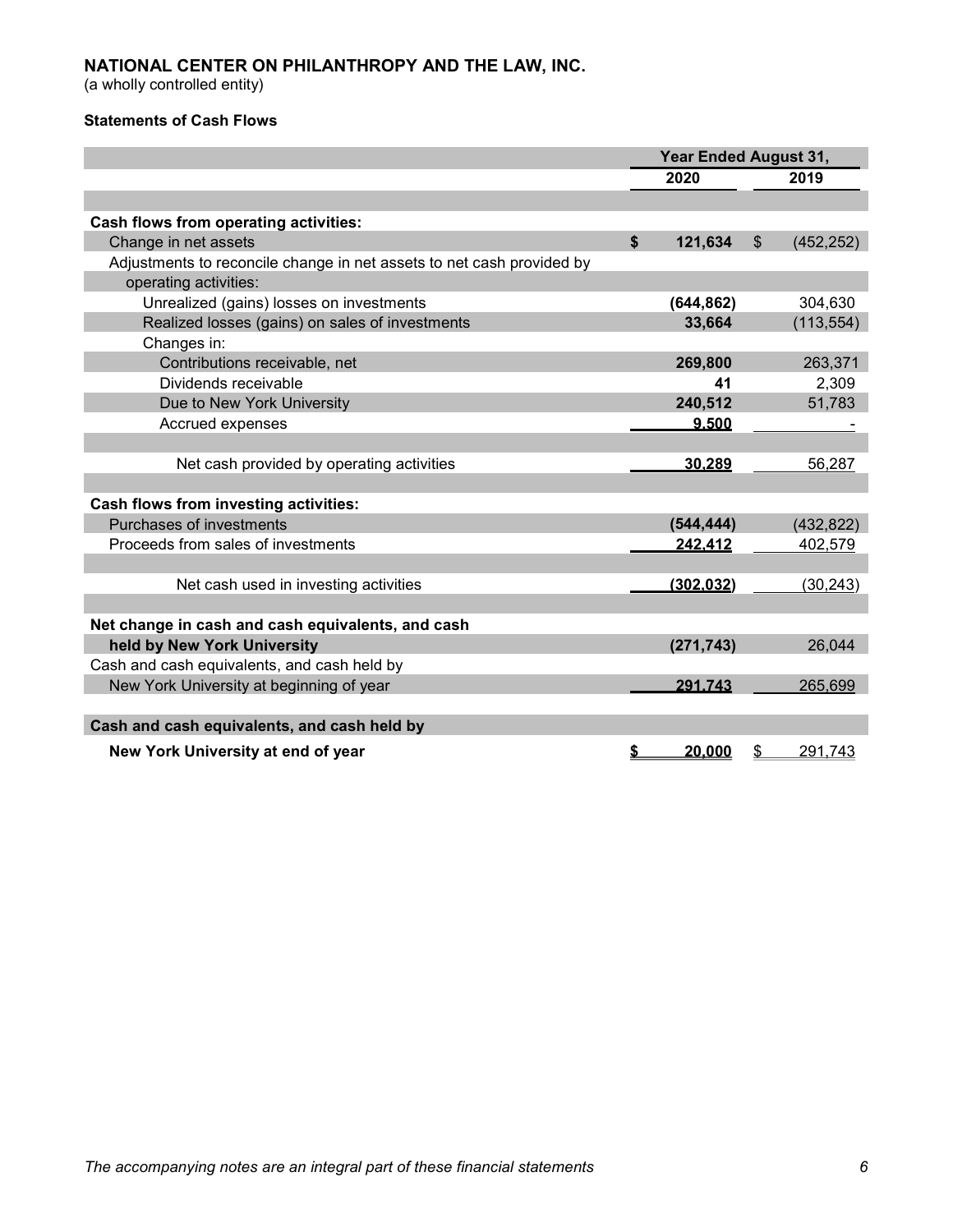# NATIONAL CENTER ON PHILANTHROPY AND THE LAW, INC.

(a wholly controlled entity)

**Statements of Cash Flows**

| | Year Ended August 31, | |
|---|---|---|
| | **2020** | **2019** |
| **Cash flows from operating activities:** | | |
| Change in net assets | **$ 121,634** | $ (452,252) |
| Adjustments to reconcile change in net assets to net cash provided by operating activities: | | |
| Unrealized (gains) losses on investments | **(644,862)** | 304,630 |
| Realized losses (gains) on sales of investments | **33,664** | (113,554) |
| Changes in: | | |
| Contributions receivable, net | **269,800** | 263,371 |
| Dividends receivable | **41** | 2,309 |
| Due to New York University | **240,512** | 51,783 |
| Accrued expenses | **9,500** | - |
| Net cash provided by operating activities | **30,289** | 56,287 |
| **Cash flows from investing activities:** | | |
| Purchases of investments | **(544,444)** | (432,822) |
| Proceeds from sales of investments | **242,412** | 402,579 |
| Net cash used in investing activities | **(302,032)** | (30,243) |
| **Net change in cash and cash equivalents, and cash held by New York University** | **(271,743)** | 26,044 |
| Cash and cash equivalents, and cash held by New York University at beginning of year | **291,743** | 265,699 |
| **Cash and cash equivalents, and cash held by New York University at end of year** | **$ 20,000** | $ 291,743 |

*The accompanying notes are an integral part of these financial statements*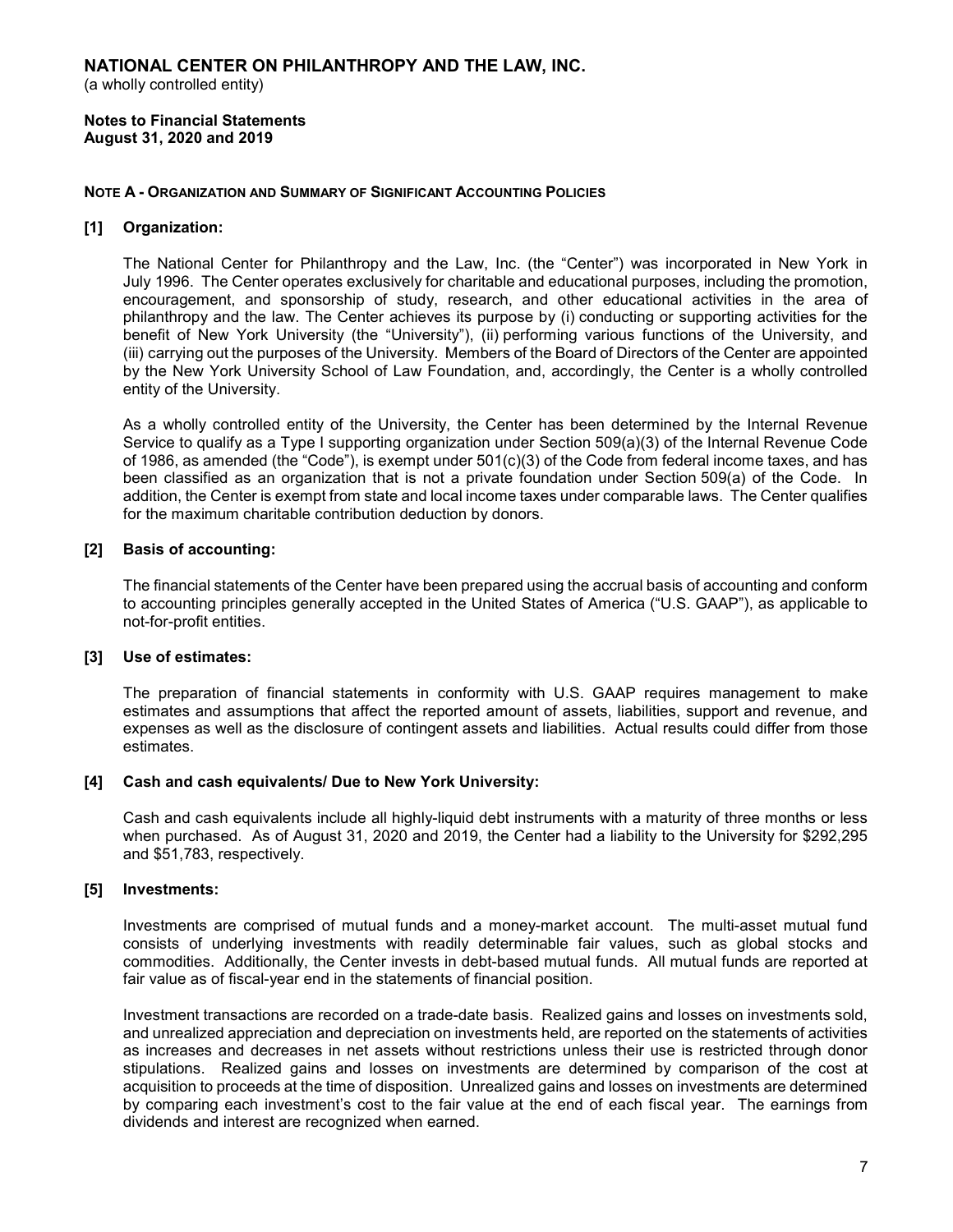# NATIONAL CENTER ON PHILANTHROPY AND THE LAW, INC.

(a wholly controlled entity)

**Notes to Financial Statements**
**August 31, 2020 and 2019**

## NOTE A - ORGANIZATION AND SUMMARY OF SIGNIFICANT ACCOUNTING POLICIES

### [1] Organization:

The National Center for Philanthropy and the Law, Inc. (the "Center") was incorporated in New York in July 1996. The Center operates exclusively for charitable and educational purposes, including the promotion, encouragement, and sponsorship of study, research, and other educational activities in the area of philanthropy and the law. The Center achieves its purpose by (i) conducting or supporting activities for the benefit of New York University (the "University"), (ii) performing various functions of the University, and (iii) carrying out the purposes of the University. Members of the Board of Directors of the Center are appointed by the New York University School of Law Foundation, and, accordingly, the Center is a wholly controlled entity of the University.

As a wholly controlled entity of the University, the Center has been determined by the Internal Revenue Service to qualify as a Type I supporting organization under Section 509(a)(3) of the Internal Revenue Code of 1986, as amended (the "Code"), is exempt under 501(c)(3) of the Code from federal income taxes, and has been classified as an organization that is not a private foundation under Section 509(a) of the Code. In addition, the Center is exempt from state and local income taxes under comparable laws. The Center qualifies for the maximum charitable contribution deduction by donors.

### [2] Basis of accounting:

The financial statements of the Center have been prepared using the accrual basis of accounting and conform to accounting principles generally accepted in the United States of America ("U.S. GAAP"), as applicable to not-for-profit entities.

### [3] Use of estimates:

The preparation of financial statements in conformity with U.S. GAAP requires management to make estimates and assumptions that affect the reported amount of assets, liabilities, support and revenue, and expenses as well as the disclosure of contingent assets and liabilities. Actual results could differ from those estimates.

### [4] Cash and cash equivalents/ Due to New York University:

Cash and cash equivalents include all highly-liquid debt instruments with a maturity of three months or less when purchased. As of August 31, 2020 and 2019, the Center had a liability to the University for $292,295 and $51,783, respectively.

### [5] Investments:

Investments are comprised of mutual funds and a money-market account. The multi-asset mutual fund consists of underlying investments with readily determinable fair values, such as global stocks and commodities. Additionally, the Center invests in debt-based mutual funds. All mutual funds are reported at fair value as of fiscal-year end in the statements of financial position.

Investment transactions are recorded on a trade-date basis. Realized gains and losses on investments sold, and unrealized appreciation and depreciation on investments held, are reported on the statements of activities as increases and decreases in net assets without restrictions unless their use is restricted through donor stipulations. Realized gains and losses on investments are determined by comparison of the cost at acquisition to proceeds at the time of disposition. Unrealized gains and losses on investments are determined by comparing each investment's cost to the fair value at the end of each fiscal year. The earnings from dividends and interest are recognized when earned.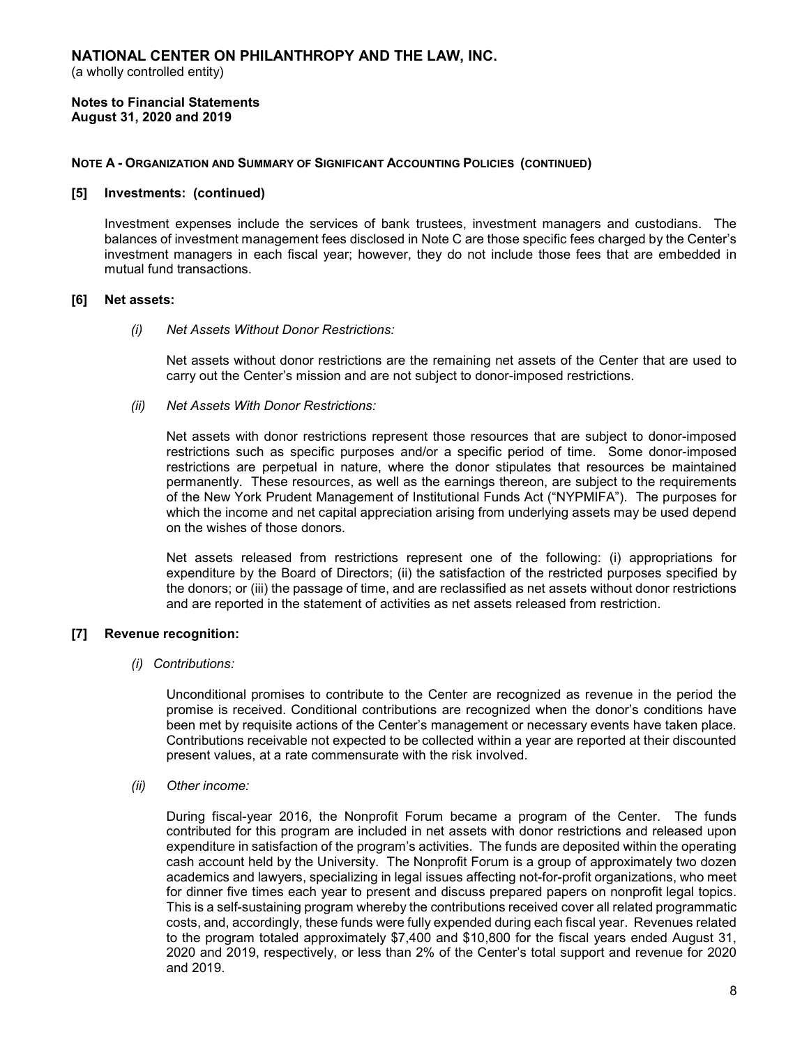# NATIONAL CENTER ON PHILANTHROPY AND THE LAW, INC.

(a wholly controlled entity)

**Notes to Financial Statements**
**August 31, 2020 and 2019**

**NOTE A - ORGANIZATION AND SUMMARY OF SIGNIFICANT ACCOUNTING POLICIES (CONTINUED)**

**[5] Investments: (continued)**

Investment expenses include the services of bank trustees, investment managers and custodians. The balances of investment management fees disclosed in Note C are those specific fees charged by the Center's investment managers in each fiscal year; however, they do not include those fees that are embedded in mutual fund transactions.

**[6] Net assets:**

*(i) Net Assets Without Donor Restrictions:*

Net assets without donor restrictions are the remaining net assets of the Center that are used to carry out the Center's mission and are not subject to donor-imposed restrictions.

*(ii) Net Assets With Donor Restrictions:*

Net assets with donor restrictions represent those resources that are subject to donor-imposed restrictions such as specific purposes and/or a specific period of time. Some donor-imposed restrictions are perpetual in nature, where the donor stipulates that resources be maintained permanently. These resources, as well as the earnings thereon, are subject to the requirements of the New York Prudent Management of Institutional Funds Act ("NYPMIFA"). The purposes for which the income and net capital appreciation arising from underlying assets may be used depend on the wishes of those donors.

Net assets released from restrictions represent one of the following: (i) appropriations for expenditure by the Board of Directors; (ii) the satisfaction of the restricted purposes specified by the donors; or (iii) the passage of time, and are reclassified as net assets without donor restrictions and are reported in the statement of activities as net assets released from restriction.

**[7] Revenue recognition:**

*(i) Contributions:*

Unconditional promises to contribute to the Center are recognized as revenue in the period the promise is received. Conditional contributions are recognized when the donor's conditions have been met by requisite actions of the Center's management or necessary events have taken place. Contributions receivable not expected to be collected within a year are reported at their discounted present values, at a rate commensurate with the risk involved.

*(ii) Other income:*

During fiscal-year 2016, the Nonprofit Forum became a program of the Center. The funds contributed for this program are included in net assets with donor restrictions and released upon expenditure in satisfaction of the program's activities. The funds are deposited within the operating cash account held by the University. The Nonprofit Forum is a group of approximately two dozen academics and lawyers, specializing in legal issues affecting not-for-profit organizations, who meet for dinner five times each year to present and discuss prepared papers on nonprofit legal topics. This is a self-sustaining program whereby the contributions received cover all related programmatic costs, and, accordingly, these funds were fully expended during each fiscal year. Revenues related to the program totaled approximately $7,400 and $10,800 for the fiscal years ended August 31, 2020 and 2019, respectively, or less than 2% of the Center's total support and revenue for 2020 and 2019.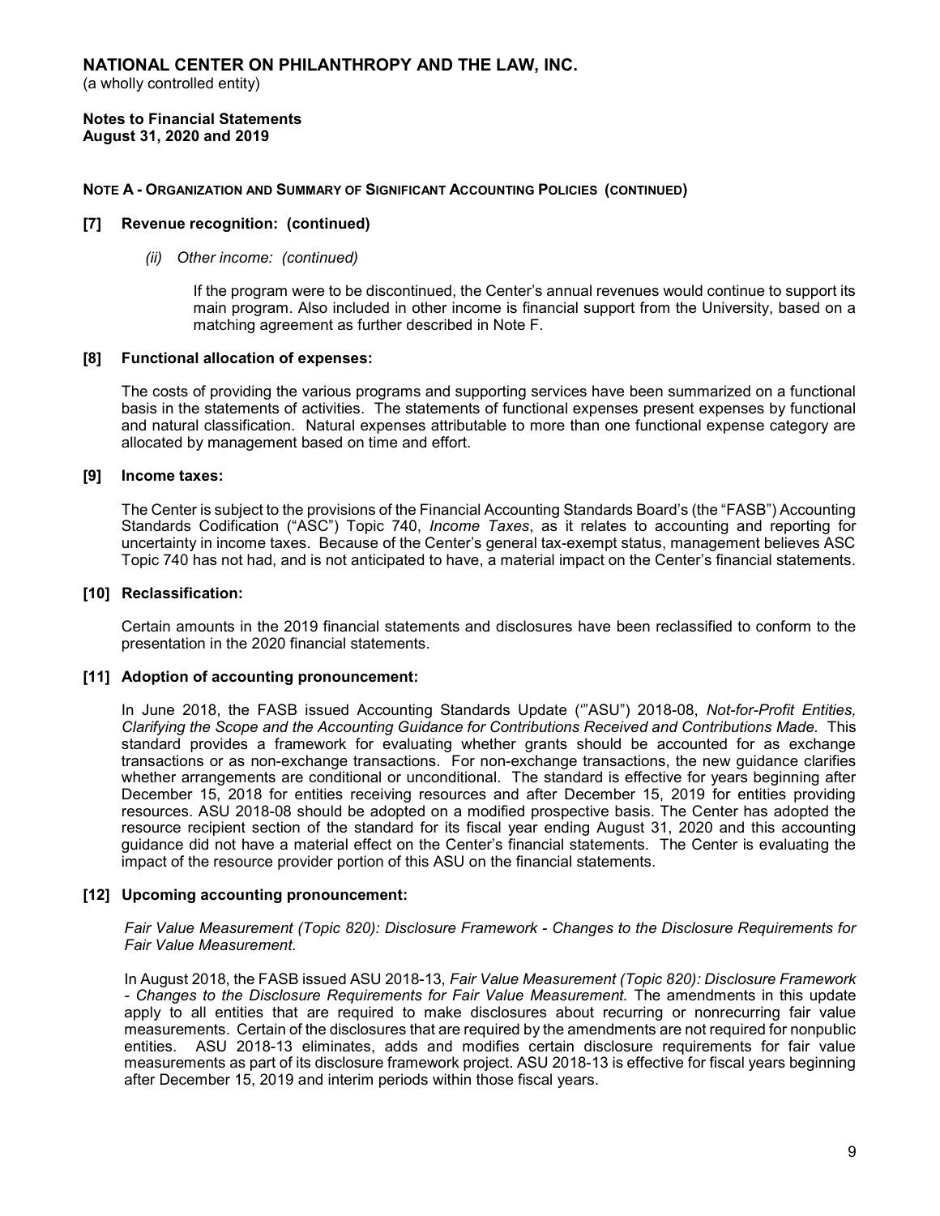# NATIONAL CENTER ON PHILANTHROPY AND THE LAW, INC.

(a wholly controlled entity)

**Notes to Financial Statements**
**August 31, 2020 and 2019**

**NOTE A - ORGANIZATION AND SUMMARY OF SIGNIFICANT ACCOUNTING POLICIES (CONTINUED)**

**[7] Revenue recognition: (continued)**

*(ii) Other income: (continued)*

If the program were to be discontinued, the Center's annual revenues would continue to support its main program. Also included in other income is financial support from the University, based on a matching agreement as further described in Note F.

**[8] Functional allocation of expenses:**

The costs of providing the various programs and supporting services have been summarized on a functional basis in the statements of activities. The statements of functional expenses present expenses by functional and natural classification. Natural expenses attributable to more than one functional expense category are allocated by management based on time and effort.

**[9] Income taxes:**

The Center is subject to the provisions of the Financial Accounting Standards Board's (the "FASB") Accounting Standards Codification ("ASC") Topic 740, *Income Taxes*, as it relates to accounting and reporting for uncertainty in income taxes. Because of the Center's general tax-exempt status, management believes ASC Topic 740 has not had, and is not anticipated to have, a material impact on the Center's financial statements.

**[10] Reclassification:**

Certain amounts in the 2019 financial statements and disclosures have been reclassified to conform to the presentation in the 2020 financial statements.

**[11] Adoption of accounting pronouncement:**

In June 2018, the FASB issued Accounting Standards Update ('"ASU") 2018-08, *Not-for-Profit Entities, Clarifying the Scope and the Accounting Guidance for Contributions Received and Contributions Made.* This standard provides a framework for evaluating whether grants should be accounted for as exchange transactions or as non-exchange transactions. For non-exchange transactions, the new guidance clarifies whether arrangements are conditional or unconditional. The standard is effective for years beginning after December 15, 2018 for entities receiving resources and after December 15, 2019 for entities providing resources. ASU 2018-08 should be adopted on a modified prospective basis. The Center has adopted the resource recipient section of the standard for its fiscal year ending August 31, 2020 and this accounting guidance did not have a material effect on the Center's financial statements. The Center is evaluating the impact of the resource provider portion of this ASU on the financial statements.

**[12] Upcoming accounting pronouncement:**

*Fair Value Measurement (Topic 820): Disclosure Framework - Changes to the Disclosure Requirements for Fair Value Measurement.*

In August 2018, the FASB issued ASU 2018-13, *Fair Value Measurement (Topic 820): Disclosure Framework - Changes to the Disclosure Requirements for Fair Value Measurement.* The amendments in this update apply to all entities that are required to make disclosures about recurring or nonrecurring fair value measurements. Certain of the disclosures that are required by the amendments are not required for nonpublic entities. ASU 2018-13 eliminates, adds and modifies certain disclosure requirements for fair value measurements as part of its disclosure framework project. ASU 2018-13 is effective for fiscal years beginning after December 15, 2019 and interim periods within those fiscal years.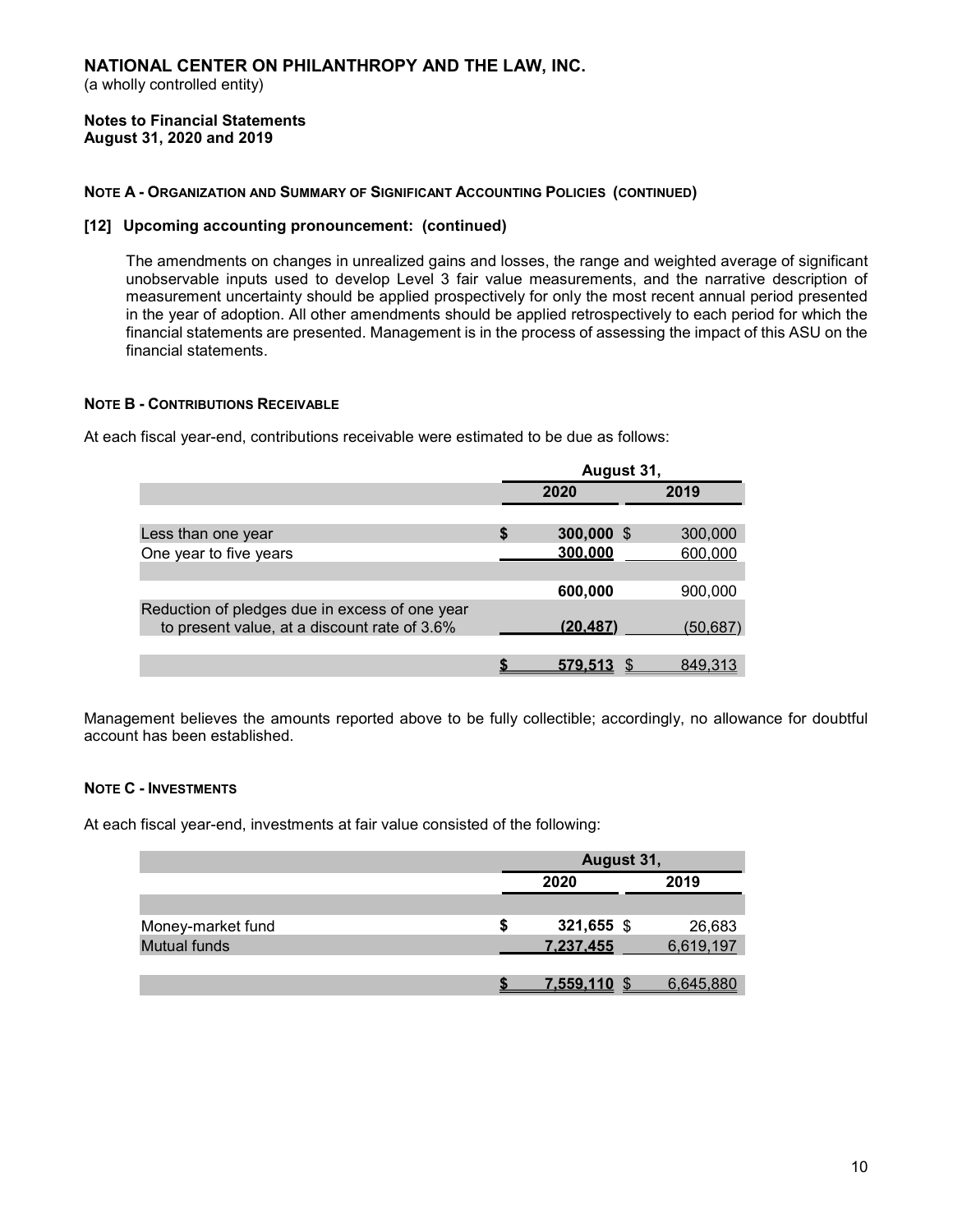# NATIONAL CENTER ON PHILANTHROPY AND THE LAW, INC.

(a wholly controlled entity)

**Notes to Financial Statements**
**August 31, 2020 and 2019**

**NOTE A - ORGANIZATION AND SUMMARY OF SIGNIFICANT ACCOUNTING POLICIES (CONTINUED)**

**[12] Upcoming accounting pronouncement: (continued)**

The amendments on changes in unrealized gains and losses, the range and weighted average of significant unobservable inputs used to develop Level 3 fair value measurements, and the narrative description of measurement uncertainty should be applied prospectively for only the most recent annual period presented in the year of adoption. All other amendments should be applied retrospectively to each period for which the financial statements are presented. Management is in the process of assessing the impact of this ASU on the financial statements.

**NOTE B - CONTRIBUTIONS RECEIVABLE**

At each fiscal year-end, contributions receivable were estimated to be due as follows:

| | August 31, | |
|---|---|---|
| | **2020** | **2019** |
| Less than one year | **$ 300,000** | $ 300,000 |
| One year to five years | **300,000** | 600,000 |
| | **600,000** | 900,000 |
| Reduction of pledges due in excess of one year to present value, at a discount rate of 3.6% | **(20,487)** | (50,687) |
| | **$ 579,513** | $ 849,313 |

Management believes the amounts reported above to be fully collectible; accordingly, no allowance for doubtful account has been established.

**NOTE C - INVESTMENTS**

At each fiscal year-end, investments at fair value consisted of the following:

| | August 31, | |
|---|---|---|
| | **2020** | **2019** |
| Money-market fund | **$ 321,655** | $ 26,683 |
| Mutual funds | **7,237,455** | 6,619,197 |
| | **$ 7,559,110** | $ 6,645,880 |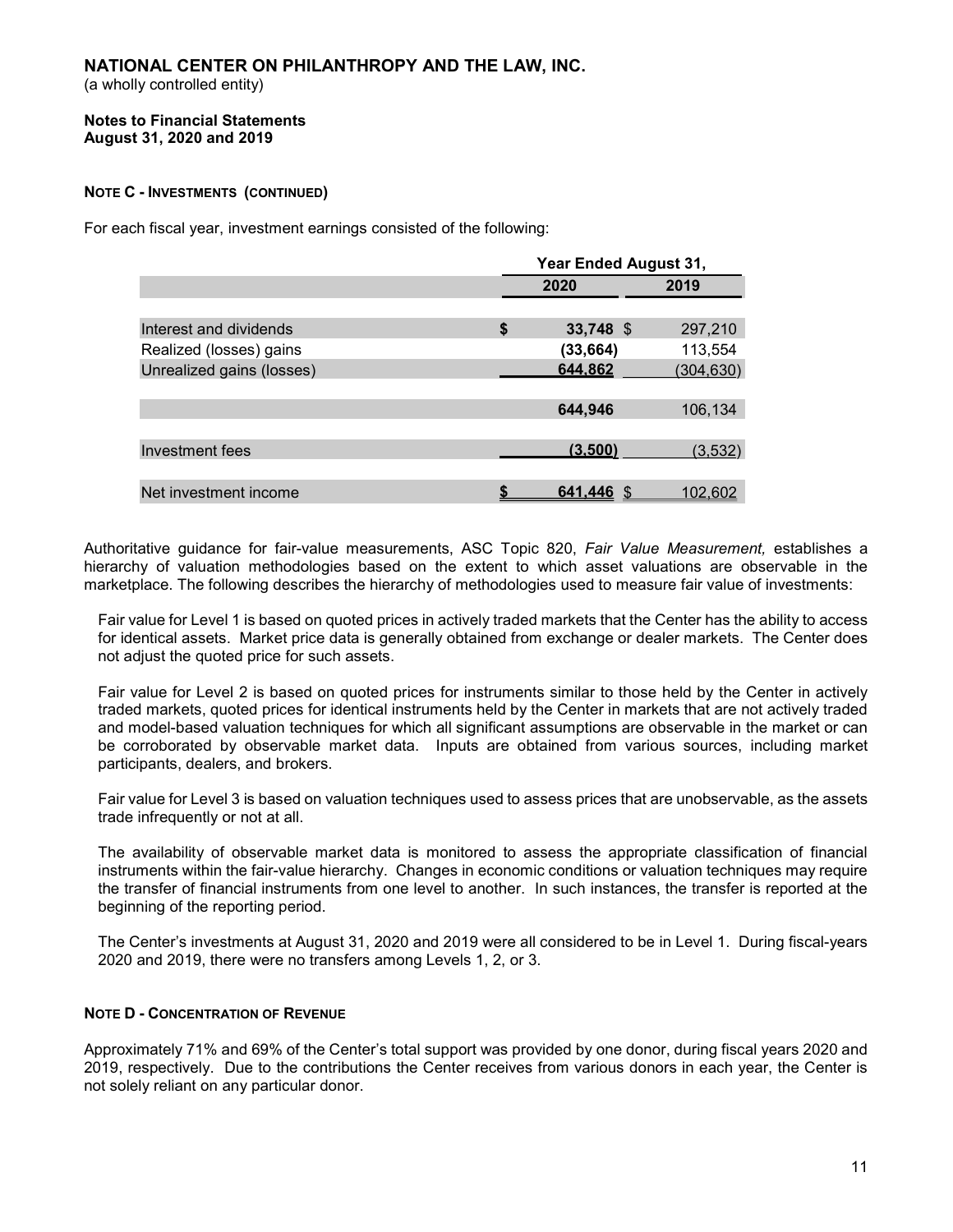**NATIONAL CENTER ON PHILANTHROPY AND THE LAW, INC.**
(a wholly controlled entity)

**Notes to Financial Statements**
**August 31, 2020 and 2019**

**NOTE C - INVESTMENTS (CONTINUED)**

For each fiscal year, investment earnings consisted of the following:

| | Year Ended August 31, | |
|---|---|---|
| | **2020** | **2019** |
| Interest and dividends | **$ 33,748** | $ 297,210 |
| Realized (losses) gains | **(33,664)** | 113,554 |
| Unrealized gains (losses) | **644,862** | (304,630) |
| | **644,946** | 106,134 |
| Investment fees | **(3,500)** | (3,532) |
| Net investment income | **$ 641,446** | $ 102,602 |

Authoritative guidance for fair-value measurements, ASC Topic 820, *Fair Value Measurement,* establishes a hierarchy of valuation methodologies based on the extent to which asset valuations are observable in the marketplace. The following describes the hierarchy of methodologies used to measure fair value of investments:

Fair value for Level 1 is based on quoted prices in actively traded markets that the Center has the ability to access for identical assets. Market price data is generally obtained from exchange or dealer markets. The Center does not adjust the quoted price for such assets.

Fair value for Level 2 is based on quoted prices for instruments similar to those held by the Center in actively traded markets, quoted prices for identical instruments held by the Center in markets that are not actively traded and model-based valuation techniques for which all significant assumptions are observable in the market or can be corroborated by observable market data. Inputs are obtained from various sources, including market participants, dealers, and brokers.

Fair value for Level 3 is based on valuation techniques used to assess prices that are unobservable, as the assets trade infrequently or not at all.

The availability of observable market data is monitored to assess the appropriate classification of financial instruments within the fair-value hierarchy. Changes in economic conditions or valuation techniques may require the transfer of financial instruments from one level to another. In such instances, the transfer is reported at the beginning of the reporting period.

The Center's investments at August 31, 2020 and 2019 were all considered to be in Level 1. During fiscal-years 2020 and 2019, there were no transfers among Levels 1, 2, or 3.

**NOTE D - CONCENTRATION OF REVENUE**

Approximately 71% and 69% of the Center's total support was provided by one donor, during fiscal years 2020 and 2019, respectively. Due to the contributions the Center receives from various donors in each year, the Center is not solely reliant on any particular donor.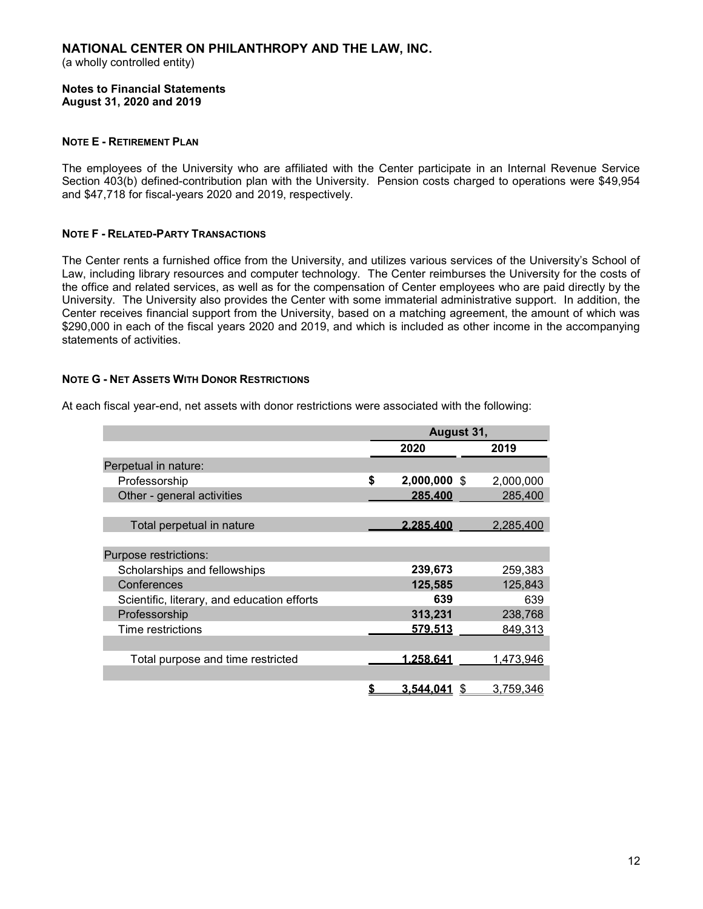**NATIONAL CENTER ON PHILANTHROPY AND THE LAW, INC.**
(a wholly controlled entity)

**Notes to Financial Statements**
**August 31, 2020 and 2019**

**NOTE E - RETIREMENT PLAN**

The employees of the University who are affiliated with the Center participate in an Internal Revenue Service Section 403(b) defined-contribution plan with the University. Pension costs charged to operations were $49,954 and $47,718 for fiscal-years 2020 and 2019, respectively.

**NOTE F - RELATED-PARTY TRANSACTIONS**

The Center rents a furnished office from the University, and utilizes various services of the University's School of Law, including library resources and computer technology. The Center reimburses the University for the costs of the office and related services, as well as for the compensation of Center employees who are paid directly by the University. The University also provides the Center with some immaterial administrative support. In addition, the Center receives financial support from the University, based on a matching agreement, the amount of which was $290,000 in each of the fiscal years 2020 and 2019, and which is included as other income in the accompanying statements of activities.

**NOTE G - NET ASSETS WITH DONOR RESTRICTIONS**

At each fiscal year-end, net assets with donor restrictions were associated with the following:

| | August 31, | |
|---|---|---|
| | **2020** | **2019** |
| Perpetual in nature: | | |
| Professorship | **$ 2,000,000** | $ 2,000,000 |
| Other - general activities | **285,400** | 285,400 |
| Total perpetual in nature | **2,285,400** | 2,285,400 |
| Purpose restrictions: | | |
| Scholarships and fellowships | **239,673** | 259,383 |
| Conferences | **125,585** | 125,843 |
| Scientific, literary, and education efforts | **639** | 639 |
| Professorship | **313,231** | 238,768 |
| Time restrictions | **579,513** | 849,313 |
| Total purpose and time restricted | **1,258,641** | 1,473,946 |
| | **$ 3,544,041** | $ 3,759,346 |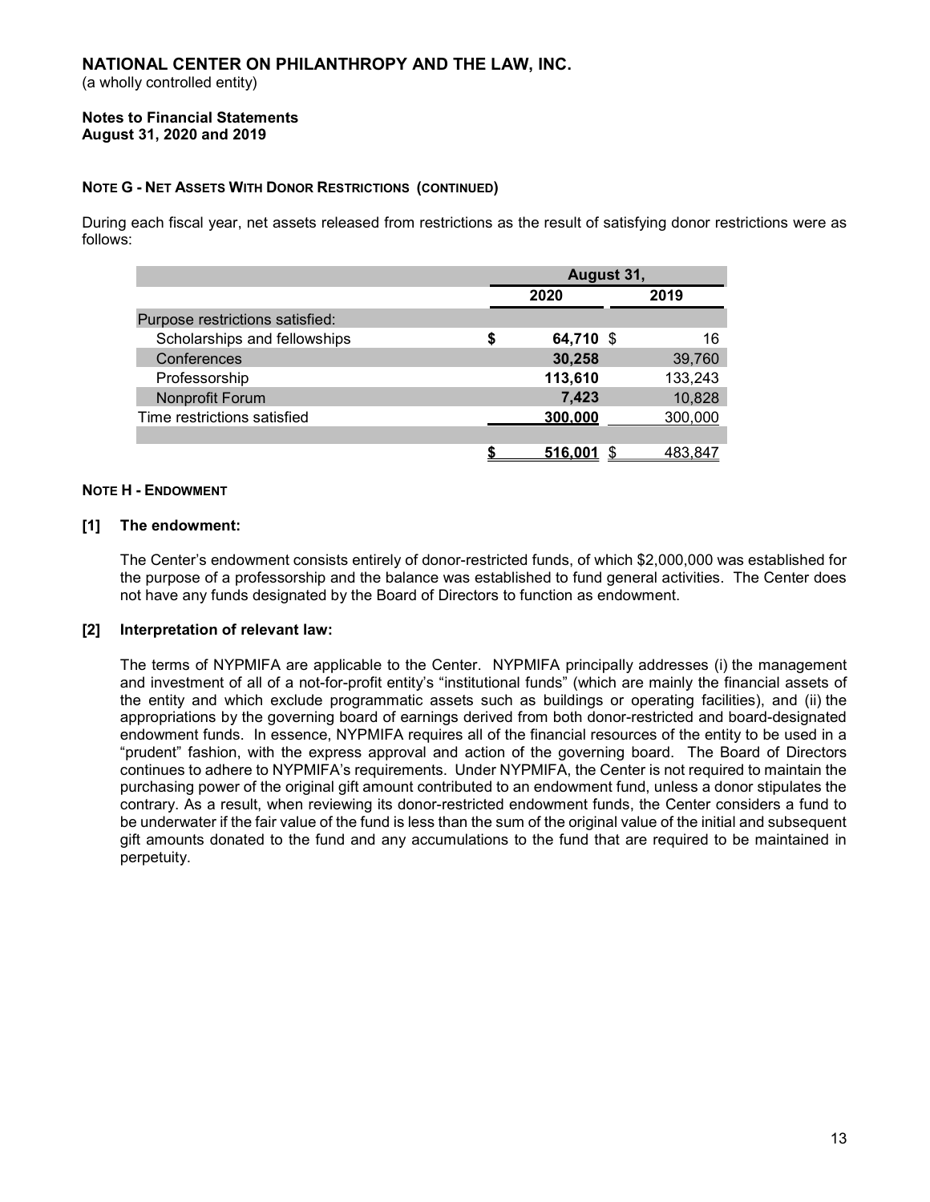**NATIONAL CENTER ON PHILANTHROPY AND THE LAW, INC.**
(a wholly controlled entity)

**Notes to Financial Statements**
**August 31, 2020 and 2019**

**NOTE G - NET ASSETS WITH DONOR RESTRICTIONS (CONTINUED)**

During each fiscal year, net assets released from restrictions as the result of satisfying donor restrictions were as follows:

| | August 31, | |
|---|---|---|
| | **2020** | **2019** |
| Purpose restrictions satisfied: | | |
| Scholarships and fellowships | $ **64,710** | $ 16 |
| Conferences | **30,258** | 39,760 |
| Professorship | **113,610** | 133,243 |
| Nonprofit Forum | **7,423** | 10,828 |
| Time restrictions satisfied | **300,000** | 300,000 |
| | $ **516,001** | $ 483,847 |

**NOTE H - ENDOWMENT**

**[1] The endowment:**

The Center's endowment consists entirely of donor-restricted funds, of which $2,000,000 was established for the purpose of a professorship and the balance was established to fund general activities. The Center does not have any funds designated by the Board of Directors to function as endowment.

**[2] Interpretation of relevant law:**

The terms of NYPMIFA are applicable to the Center. NYPMIFA principally addresses (i) the management and investment of all of a not-for-profit entity's "institutional funds" (which are mainly the financial assets of the entity and which exclude programmatic assets such as buildings or operating facilities), and (ii) the appropriations by the governing board of earnings derived from both donor-restricted and board-designated endowment funds. In essence, NYPMIFA requires all of the financial resources of the entity to be used in a "prudent" fashion, with the express approval and action of the governing board. The Board of Directors continues to adhere to NYPMIFA's requirements. Under NYPMIFA, the Center is not required to maintain the purchasing power of the original gift amount contributed to an endowment fund, unless a donor stipulates the contrary. As a result, when reviewing its donor-restricted endowment funds, the Center considers a fund to be underwater if the fair value of the fund is less than the sum of the original value of the initial and subsequent gift amounts donated to the fund and any accumulations to the fund that are required to be maintained in perpetuity.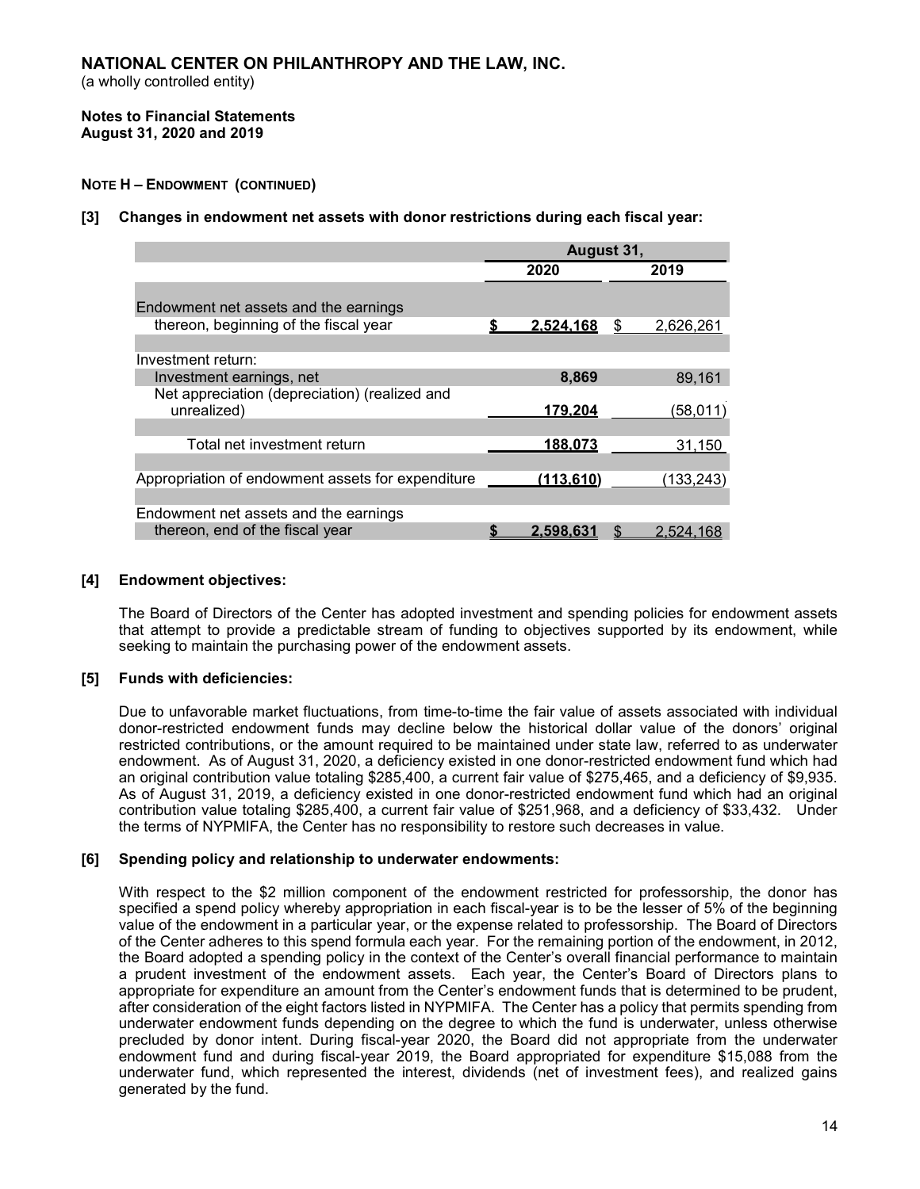# NATIONAL CENTER ON PHILANTHROPY AND THE LAW, INC.

(a wholly controlled entity)

**Notes to Financial Statements**
**August 31, 2020 and 2019**

**NOTE H – ENDOWMENT (CONTINUED)**

**[3] Changes in endowment net assets with donor restrictions during each fiscal year:**

| | August 31, | |
|---|---|---|
| | **2020** | **2019** |
| Endowment net assets and the earnings thereon, beginning of the fiscal year | **$ 2,524,168** | $ 2,626,261 |
| Investment return: | | |
| Investment earnings, net | **8,869** | 89,161 |
| Net appreciation (depreciation) (realized and unrealized) | **179,204** | (58,011) |
| Total net investment return | **188,073** | 31,150 |
| Appropriation of endowment assets for expenditure | **(113,610)** | (133,243) |
| Endowment net assets and the earnings thereon, end of the fiscal year | **$ 2,598,631** | $ 2,524,168 |

**[4] Endowment objectives:**

The Board of Directors of the Center has adopted investment and spending policies for endowment assets that attempt to provide a predictable stream of funding to objectives supported by its endowment, while seeking to maintain the purchasing power of the endowment assets.

**[5] Funds with deficiencies:**

Due to unfavorable market fluctuations, from time-to-time the fair value of assets associated with individual donor-restricted endowment funds may decline below the historical dollar value of the donors' original restricted contributions, or the amount required to be maintained under state law, referred to as underwater endowment. As of August 31, 2020, a deficiency existed in one donor-restricted endowment fund which had an original contribution value totaling $285,400, a current fair value of $275,465, and a deficiency of $9,935. As of August 31, 2019, a deficiency existed in one donor-restricted endowment fund which had an original contribution value totaling $285,400, a current fair value of $251,968, and a deficiency of $33,432. Under the terms of NYPMIFA, the Center has no responsibility to restore such decreases in value.

**[6] Spending policy and relationship to underwater endowments:**

With respect to the $2 million component of the endowment restricted for professorship, the donor has specified a spend policy whereby appropriation in each fiscal-year is to be the lesser of 5% of the beginning value of the endowment in a particular year, or the expense related to professorship. The Board of Directors of the Center adheres to this spend formula each year. For the remaining portion of the endowment, in 2012, the Board adopted a spending policy in the context of the Center's overall financial performance to maintain a prudent investment of the endowment assets. Each year, the Center's Board of Directors plans to appropriate for expenditure an amount from the Center's endowment funds that is determined to be prudent, after consideration of the eight factors listed in NYPMIFA. The Center has a policy that permits spending from underwater endowment funds depending on the degree to which the fund is underwater, unless otherwise precluded by donor intent. During fiscal-year 2020, the Board did not appropriate from the underwater endowment fund and during fiscal-year 2019, the Board appropriated for expenditure $15,088 from the underwater fund, which represented the interest, dividends (net of investment fees), and realized gains generated by the fund.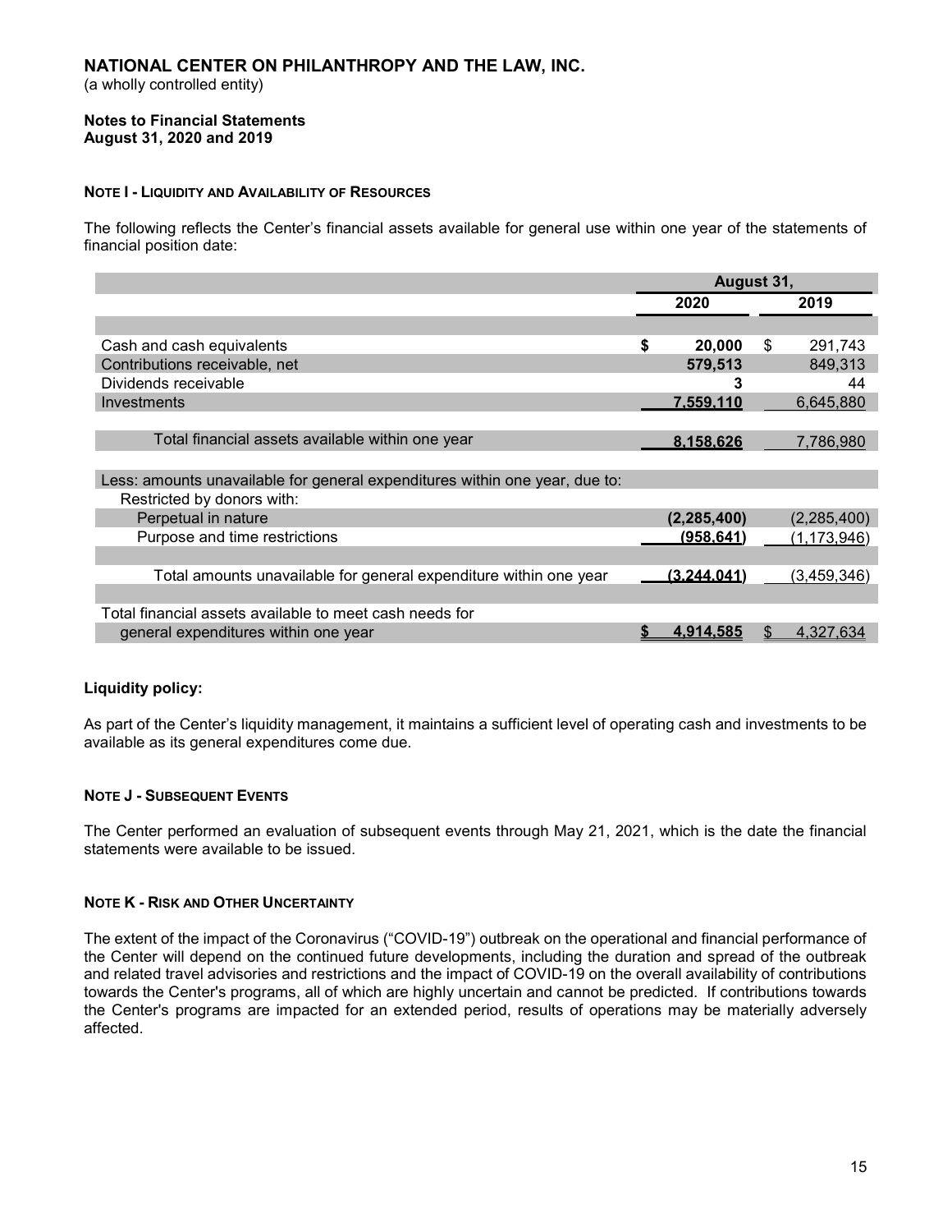# NATIONAL CENTER ON PHILANTHROPY AND THE LAW, INC.

(a wholly controlled entity)

**Notes to Financial Statements**
**August 31, 2020 and 2019**

**NOTE I - LIQUIDITY AND AVAILABILITY OF RESOURCES**

The following reflects the Center's financial assets available for general use within one year of the statements of financial position date:

| | August 31, | |
|---|---|---|
| | **2020** | **2019** |
| Cash and cash equivalents | **$ 20,000** | $ 291,743 |
| Contributions receivable, net | **579,513** | 849,313 |
| Dividends receivable | **3** | 44 |
| Investments | **7,559,110** | 6,645,880 |
| Total financial assets available within one year | **8,158,626** | 7,786,980 |
| Less: amounts unavailable for general expenditures within one year, due to: | | |
| Restricted by donors with: | | |
| Perpetual in nature | **(2,285,400)** | (2,285,400) |
| Purpose and time restrictions | **(958,641)** | (1,173,946) |
| Total amounts unavailable for general expenditure within one year | **(3,244,041)** | (3,459,346) |
| Total financial assets available to meet cash needs for general expenditures within one year | **$ 4,914,585** | $ 4,327,634 |

**Liquidity policy:**

As part of the Center's liquidity management, it maintains a sufficient level of operating cash and investments to be available as its general expenditures come due.

**NOTE J - SUBSEQUENT EVENTS**

The Center performed an evaluation of subsequent events through May 21, 2021, which is the date the financial statements were available to be issued.

**NOTE K - RISK AND OTHER UNCERTAINTY**

The extent of the impact of the Coronavirus ("COVID-19") outbreak on the operational and financial performance of the Center will depend on the continued future developments, including the duration and spread of the outbreak and related travel advisories and restrictions and the impact of COVID-19 on the overall availability of contributions towards the Center's programs, all of which are highly uncertain and cannot be predicted. If contributions towards the Center's programs are impacted for an extended period, results of operations may be materially adversely affected.